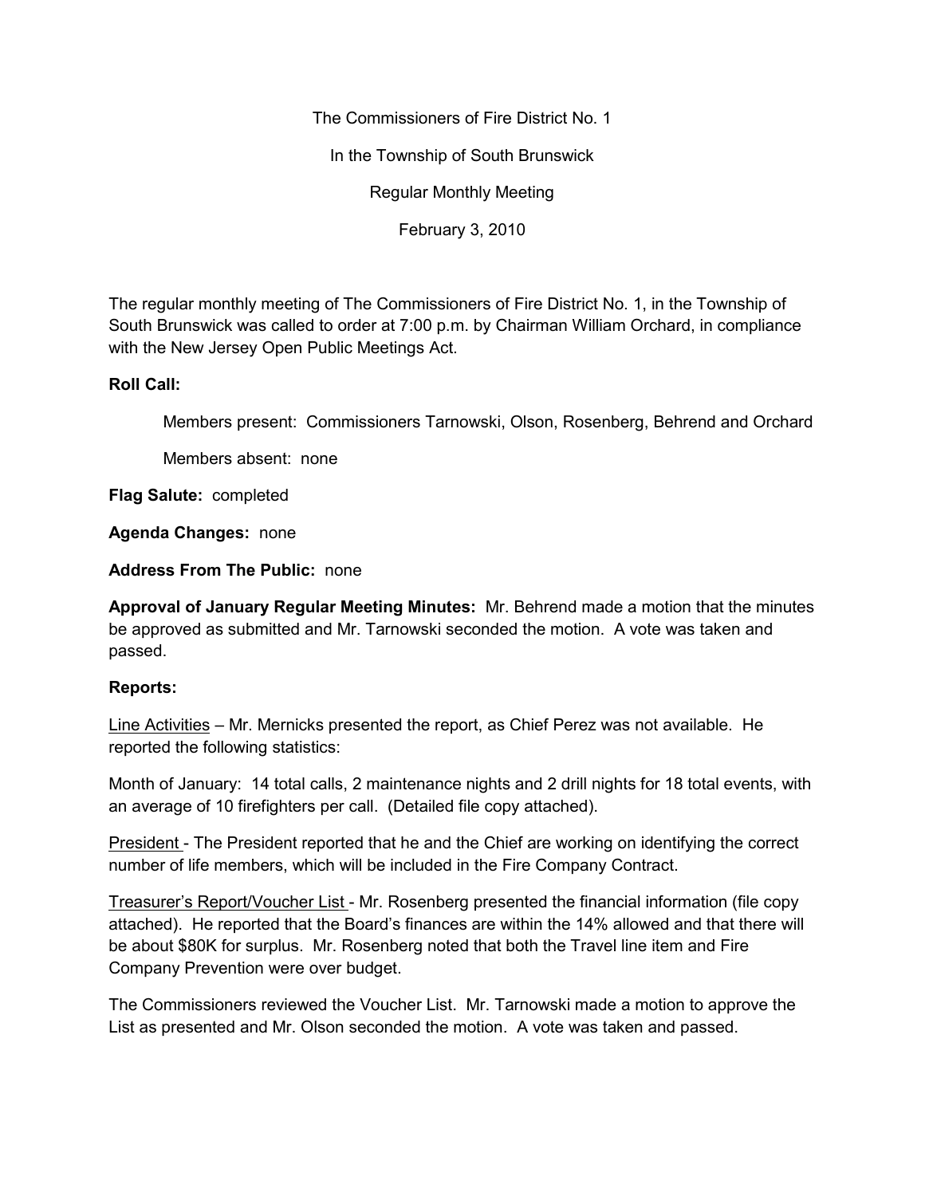The Commissioners of Fire District No. 1

In the Township of South Brunswick

Regular Monthly Meeting

February 3, 2010

The regular monthly meeting of The Commissioners of Fire District No. 1, in the Township of South Brunswick was called to order at 7:00 p.m. by Chairman William Orchard, in compliance with the New Jersey Open Public Meetings Act.

**Roll Call:**

Members present: Commissioners Tarnowski, Olson, Rosenberg, Behrend and Orchard

Members absent: none

**Flag Salute:** completed

**Agenda Changes:** none

**Address From The Public:** none

**Approval of January Regular Meeting Minutes:** Mr. Behrend made a motion that the minutes be approved as submitted and Mr. Tarnowski seconded the motion. A vote was taken and passed.

**Reports:**

Line Activities – Mr. Mernicks presented the report, as Chief Perez was not available. He reported the following statistics:

Month of January: 14 total calls, 2 maintenance nights and 2 drill nights for 18 total events, with an average of 10 firefighters per call. (Detailed file copy attached).

President - The President reported that he and the Chief are working on identifying the correct number of life members, which will be included in the Fire Company Contract.

Treasurer's Report/Voucher List - Mr. Rosenberg presented the financial information (file copy attached). He reported that the Board's finances are within the 14% allowed and that there will be about $80K for surplus. Mr. Rosenberg noted that both the Travel line item and Fire Company Prevention were over budget.

The Commissioners reviewed the Voucher List. Mr. Tarnowski made a motion to approve the List as presented and Mr. Olson seconded the motion. A vote was taken and passed.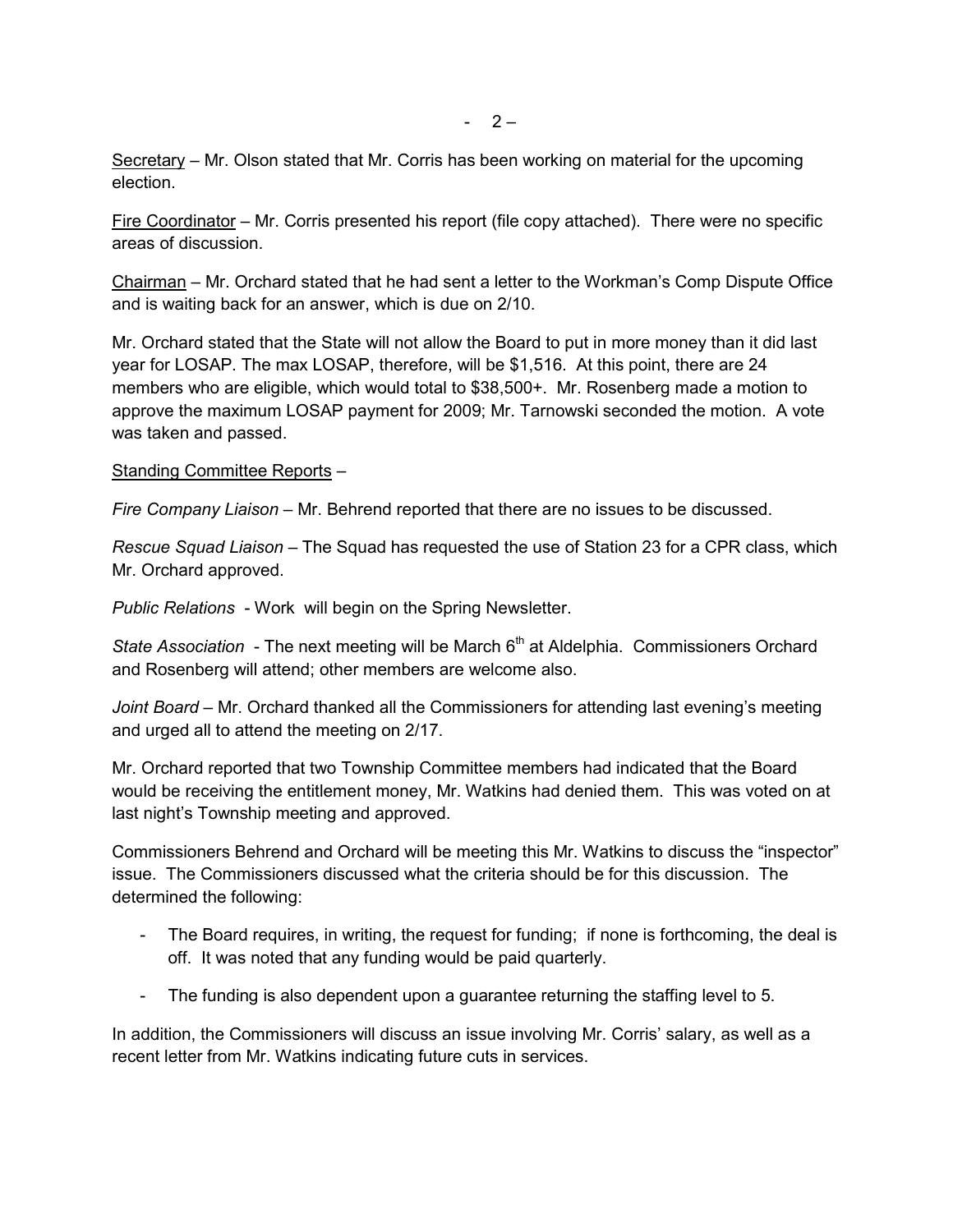Secretary – Mr. Olson stated that Mr. Corris has been working on material for the upcoming election.

Fire Coordinator – Mr. Corris presented his report (file copy attached). There were no specific areas of discussion.

Chairman – Mr. Orchard stated that he had sent a letter to the Workman's Comp Dispute Office and is waiting back for an answer, which is due on 2/10.

Mr. Orchard stated that the State will not allow the Board to put in more money than it did last year for LOSAP. The max LOSAP, therefore, will be $1,516. At this point, there are 24 members who are eligible, which would total to $38,500+. Mr. Rosenberg made a motion to approve the maximum LOSAP payment for 2009; Mr. Tarnowski seconded the motion. A vote was taken and passed.

Standing Committee Reports –

*Fire Company Liaison* – Mr. Behrend reported that there are no issues to be discussed.

*Rescue Squad Liaison* – The Squad has requested the use of Station 23 for a CPR class, which Mr. Orchard approved.

*Public Relations* - Work will begin on the Spring Newsletter.

*State Association* - The next meeting will be March 6th at Aldelphia. Commissioners Orchard and Rosenberg will attend; other members are welcome also.

*Joint Board* – Mr. Orchard thanked all the Commissioners for attending last evening's meeting and urged all to attend the meeting on 2/17.

Mr. Orchard reported that two Township Committee members had indicated that the Board would be receiving the entitlement money, Mr. Watkins had denied them. This was voted on at last night's Township meeting and approved.

Commissioners Behrend and Orchard will be meeting this Mr. Watkins to discuss the "inspector" issue. The Commissioners discussed what the criteria should be for this discussion. The determined the following:

- The Board requires, in writing, the request for funding; if none is forthcoming, the deal is off. It was noted that any funding would be paid quarterly.
- The funding is also dependent upon a guarantee returning the staffing level to 5.

In addition, the Commissioners will discuss an issue involving Mr. Corris' salary, as well as a recent letter from Mr. Watkins indicating future cuts in services.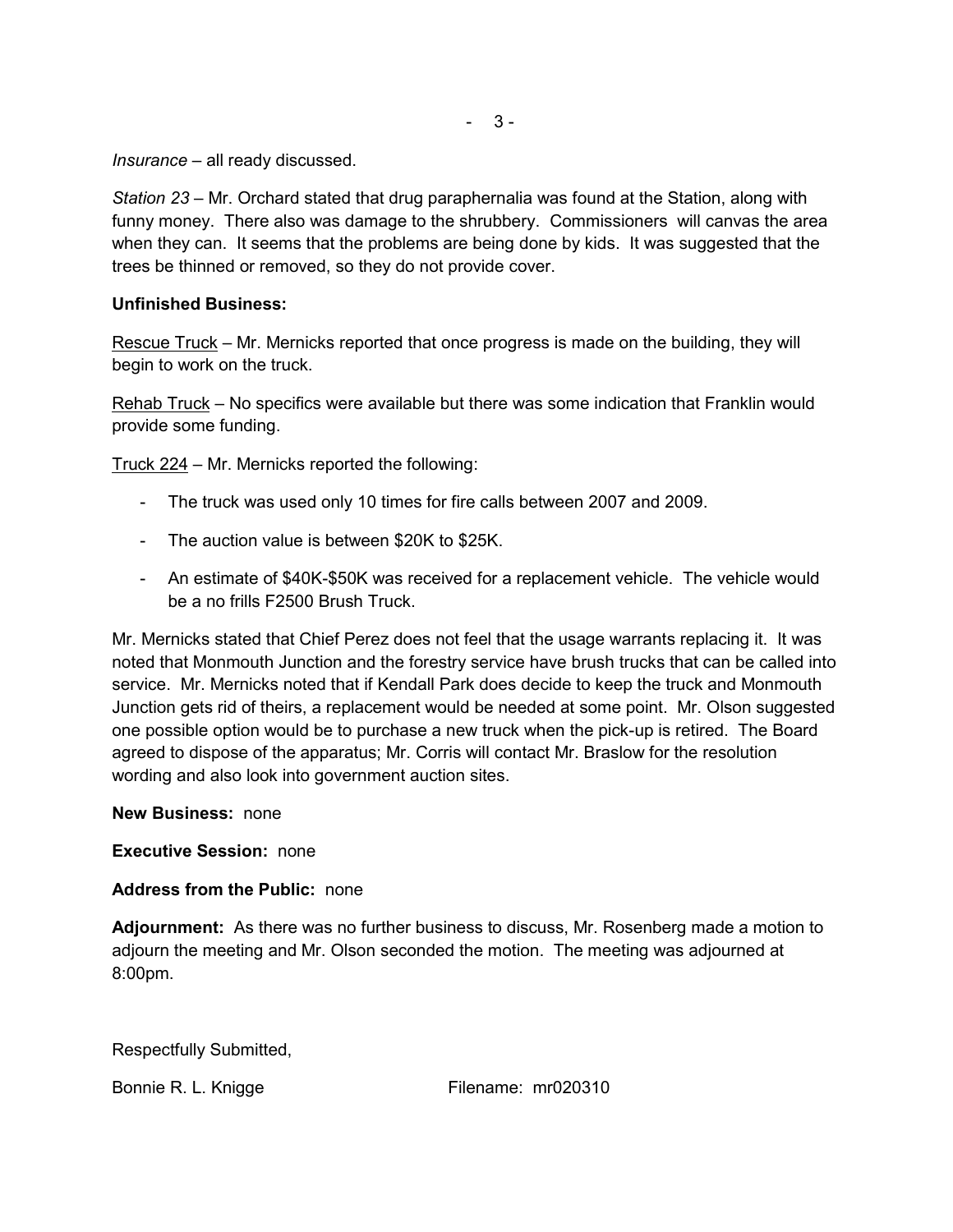*Insurance* – all ready discussed.

*Station 23* – Mr. Orchard stated that drug paraphernalia was found at the Station, along with funny money. There also was damage to the shrubbery. Commissioners will canvas the area when they can. It seems that the problems are being done by kids. It was suggested that the trees be thinned or removed, so they do not provide cover.

**Unfinished Business:**

<u>Rescue Truck</u> – Mr. Mernicks reported that once progress is made on the building, they will begin to work on the truck.

<u>Rehab Truck</u> – No specifics were available but there was some indication that Franklin would provide some funding.

<u>Truck 224</u> – Mr. Mernicks reported the following:

- The truck was used only 10 times for fire calls between 2007 and 2009.
- The auction value is between $20K to $25K.
- An estimate of $40K-$50K was received for a replacement vehicle. The vehicle would be a no frills F2500 Brush Truck.

Mr. Mernicks stated that Chief Perez does not feel that the usage warrants replacing it. It was noted that Monmouth Junction and the forestry service have brush trucks that can be called into service. Mr. Mernicks noted that if Kendall Park does decide to keep the truck and Monmouth Junction gets rid of theirs, a replacement would be needed at some point. Mr. Olson suggested one possible option would be to purchase a new truck when the pick-up is retired. The Board agreed to dispose of the apparatus; Mr. Corris will contact Mr. Braslow for the resolution wording and also look into government auction sites.

**New Business:** none

**Executive Session:** none

**Address from the Public:** none

**Adjournment:** As there was no further business to discuss, Mr. Rosenberg made a motion to adjourn the meeting and Mr. Olson seconded the motion. The meeting was adjourned at 8:00pm.

Respectfully Submitted,

Bonnie R. L. Knigge Filename: mr020310